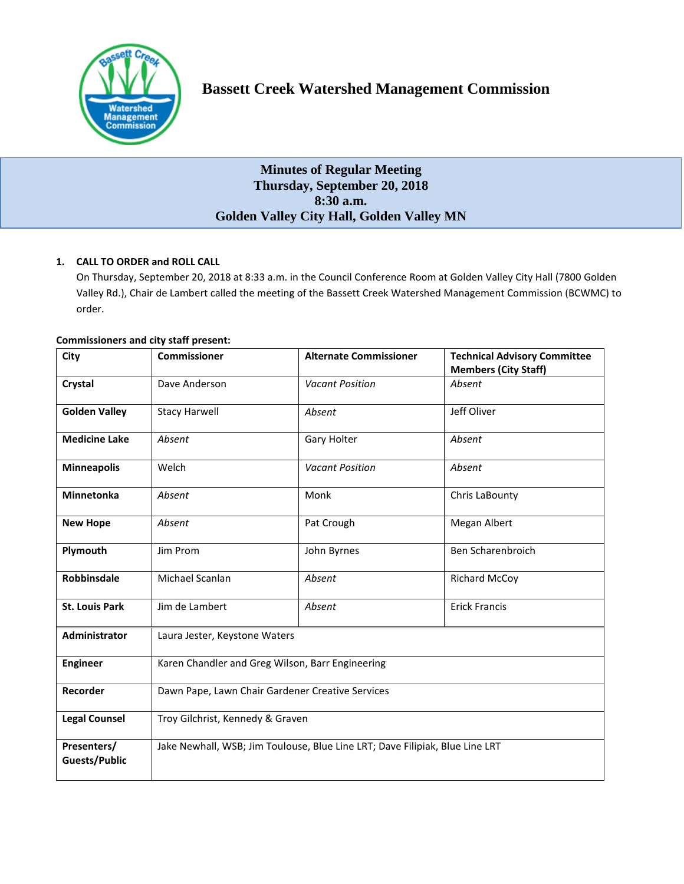# Bassett Creek Watershed Management Commission

## Minutes of Regular Meeting
## Thursday, September 20, 2018
## 8:30 a.m.
## Golden Valley City Hall, Golden Valley MN

**1. CALL TO ORDER and ROLL CALL**

On Thursday, September 20, 2018 at 8:33 a.m. in the Council Conference Room at Golden Valley City Hall (7800 Golden Valley Rd.), Chair de Lambert called the meeting of the Bassett Creek Watershed Management Commission (BCWMC) to order.

**Commissioners and city staff present:**

| City | Commissioner | Alternate Commissioner | Technical Advisory Committee Members (City Staff) |
|---|---|---|---|
| **Crystal** | Dave Anderson | *Vacant Position* | *Absent* |
| **Golden Valley** | Stacy Harwell | *Absent* | Jeff Oliver |
| **Medicine Lake** | *Absent* | Gary Holter | *Absent* |
| **Minneapolis** | Welch | *Vacant Position* | *Absent* |
| **Minnetonka** | *Absent* | Monk | Chris LaBounty |
| **New Hope** | *Absent* | Pat Crough | Megan Albert |
| **Plymouth** | Jim Prom | John Byrnes | Ben Scharenbroich |
| **Robbinsdale** | Michael Scanlan | *Absent* | Richard McCoy |
| **St. Louis Park** | Jim de Lambert | *Absent* | Erick Francis |
| **Administrator** | Laura Jester, Keystone Waters | | |
| **Engineer** | Karen Chandler and Greg Wilson, Barr Engineering | | |
| **Recorder** | Dawn Pape, Lawn Chair Gardener Creative Services | | |
| **Legal Counsel** | Troy Gilchrist, Kennedy & Graven | | |
| **Presenters/ Guests/Public** | Jake Newhall, WSB; Jim Toulouse, Blue Line LRT; Dave Filipiak, Blue Line LRT | | |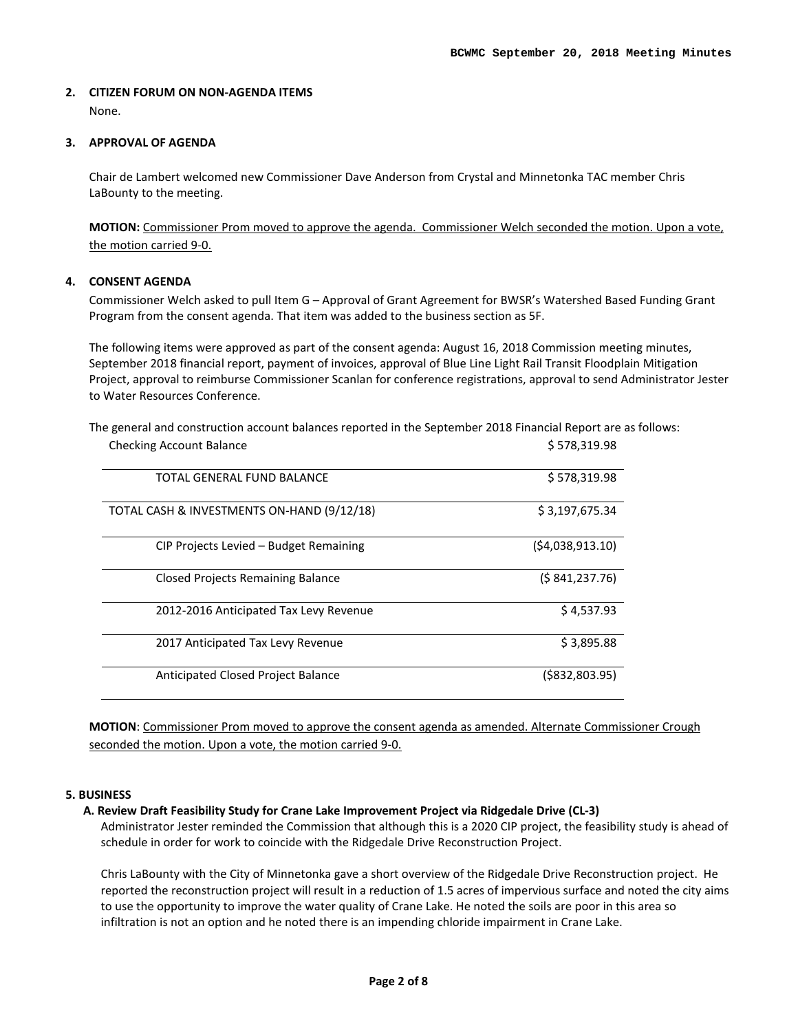## 2. CITIZEN FORUM ON NON-AGENDA ITEMS

None.

## 3. APPROVAL OF AGENDA

Chair de Lambert welcomed new Commissioner Dave Anderson from Crystal and Minnetonka TAC member Chris LaBounty to the meeting.

**MOTION:** Commissioner Prom moved to approve the agenda. Commissioner Welch seconded the motion. Upon a vote, the motion carried 9-0.

## 4. CONSENT AGENDA

Commissioner Welch asked to pull Item G – Approval of Grant Agreement for BWSR's Watershed Based Funding Grant Program from the consent agenda. That item was added to the business section as 5F.

The following items were approved as part of the consent agenda: August 16, 2018 Commission meeting minutes, September 2018 financial report, payment of invoices, approval of Blue Line Light Rail Transit Floodplain Mitigation Project, approval to reimburse Commissioner Scanlan for conference registrations, approval to send Administrator Jester to Water Resources Conference.

The general and construction account balances reported in the September 2018 Financial Report are as follows:

| | |
|---|---|
| Checking Account Balance | $ 578,319.98 |
| TOTAL GENERAL FUND BALANCE | $ 578,319.98 |
| TOTAL CASH & INVESTMENTS ON-HAND (9/12/18) | $ 3,197,675.34 |
| CIP Projects Levied – Budget Remaining | ($4,038,913.10) |
| Closed Projects Remaining Balance | ($ 841,237.76) |
| 2012-2016 Anticipated Tax Levy Revenue | $ 4,537.93 |
| 2017 Anticipated Tax Levy Revenue | $ 3,895.88 |
| Anticipated Closed Project Balance | ($832,803.95) |

**MOTION**: Commissioner Prom moved to approve the consent agenda as amended. Alternate Commissioner Crough seconded the motion. Upon a vote, the motion carried 9-0.

## 5. BUSINESS

### A. Review Draft Feasibility Study for Crane Lake Improvement Project via Ridgedale Drive (CL-3)

Administrator Jester reminded the Commission that although this is a 2020 CIP project, the feasibility study is ahead of schedule in order for work to coincide with the Ridgedale Drive Reconstruction Project.

Chris LaBounty with the City of Minnetonka gave a short overview of the Ridgedale Drive Reconstruction project. He reported the reconstruction project will result in a reduction of 1.5 acres of impervious surface and noted the city aims to use the opportunity to improve the water quality of Crane Lake. He noted the soils are poor in this area so infiltration is not an option and he noted there is an impending chloride impairment in Crane Lake.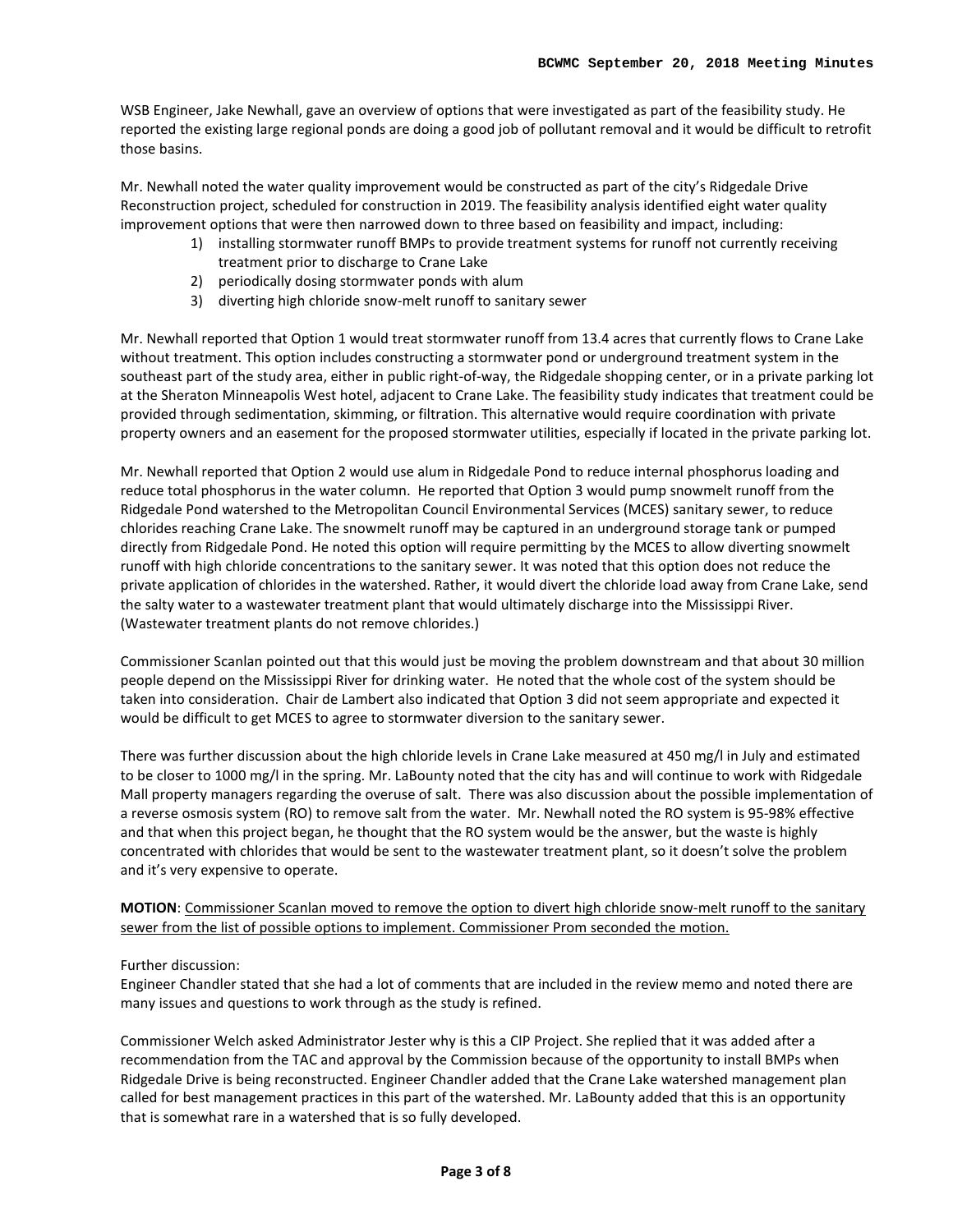WSB Engineer, Jake Newhall, gave an overview of options that were investigated as part of the feasibility study. He reported the existing large regional ponds are doing a good job of pollutant removal and it would be difficult to retrofit those basins.

Mr. Newhall noted the water quality improvement would be constructed as part of the city's Ridgedale Drive Reconstruction project, scheduled for construction in 2019. The feasibility analysis identified eight water quality improvement options that were then narrowed down to three based on feasibility and impact, including:

1) installing stormwater runoff BMPs to provide treatment systems for runoff not currently receiving treatment prior to discharge to Crane Lake
2) periodically dosing stormwater ponds with alum
3) diverting high chloride snow-melt runoff to sanitary sewer

Mr. Newhall reported that Option 1 would treat stormwater runoff from 13.4 acres that currently flows to Crane Lake without treatment. This option includes constructing a stormwater pond or underground treatment system in the southeast part of the study area, either in public right-of-way, the Ridgedale shopping center, or in a private parking lot at the Sheraton Minneapolis West hotel, adjacent to Crane Lake. The feasibility study indicates that treatment could be provided through sedimentation, skimming, or filtration. This alternative would require coordination with private property owners and an easement for the proposed stormwater utilities, especially if located in the private parking lot.

Mr. Newhall reported that Option 2 would use alum in Ridgedale Pond to reduce internal phosphorus loading and reduce total phosphorus in the water column. He reported that Option 3 would pump snowmelt runoff from the Ridgedale Pond watershed to the Metropolitan Council Environmental Services (MCES) sanitary sewer, to reduce chlorides reaching Crane Lake. The snowmelt runoff may be captured in an underground storage tank or pumped directly from Ridgedale Pond. He noted this option will require permitting by the MCES to allow diverting snowmelt runoff with high chloride concentrations to the sanitary sewer. It was noted that this option does not reduce the private application of chlorides in the watershed. Rather, it would divert the chloride load away from Crane Lake, send the salty water to a wastewater treatment plant that would ultimately discharge into the Mississippi River. (Wastewater treatment plants do not remove chlorides.)

Commissioner Scanlan pointed out that this would just be moving the problem downstream and that about 30 million people depend on the Mississippi River for drinking water. He noted that the whole cost of the system should be taken into consideration. Chair de Lambert also indicated that Option 3 did not seem appropriate and expected it would be difficult to get MCES to agree to stormwater diversion to the sanitary sewer.

There was further discussion about the high chloride levels in Crane Lake measured at 450 mg/l in July and estimated to be closer to 1000 mg/l in the spring. Mr. LaBounty noted that the city has and will continue to work with Ridgedale Mall property managers regarding the overuse of salt. There was also discussion about the possible implementation of a reverse osmosis system (RO) to remove salt from the water. Mr. Newhall noted the RO system is 95-98% effective and that when this project began, he thought that the RO system would be the answer, but the waste is highly concentrated with chlorides that would be sent to the wastewater treatment plant, so it doesn't solve the problem and it's very expensive to operate.

**MOTION**: Commissioner Scanlan moved to remove the option to divert high chloride snow-melt runoff to the sanitary sewer from the list of possible options to implement. Commissioner Prom seconded the motion.

Further discussion:
Engineer Chandler stated that she had a lot of comments that are included in the review memo and noted there are many issues and questions to work through as the study is refined.

Commissioner Welch asked Administrator Jester why is this a CIP Project. She replied that it was added after a recommendation from the TAC and approval by the Commission because of the opportunity to install BMPs when Ridgedale Drive is being reconstructed. Engineer Chandler added that the Crane Lake watershed management plan called for best management practices in this part of the watershed. Mr. LaBounty added that this is an opportunity that is somewhat rare in a watershed that is so fully developed.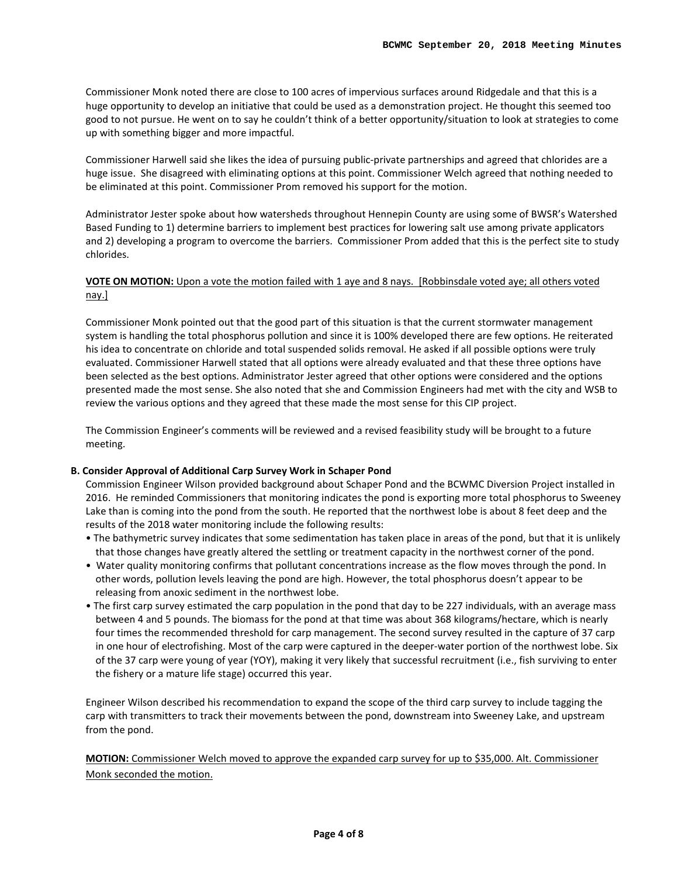Commissioner Monk noted there are close to 100 acres of impervious surfaces around Ridgedale and that this is a huge opportunity to develop an initiative that could be used as a demonstration project. He thought this seemed too good to not pursue. He went on to say he couldn't think of a better opportunity/situation to look at strategies to come up with something bigger and more impactful.

Commissioner Harwell said she likes the idea of pursuing public-private partnerships and agreed that chlorides are a huge issue. She disagreed with eliminating options at this point. Commissioner Welch agreed that nothing needed to be eliminated at this point. Commissioner Prom removed his support for the motion.

Administrator Jester spoke about how watersheds throughout Hennepin County are using some of BWSR's Watershed Based Funding to 1) determine barriers to implement best practices for lowering salt use among private applicators and 2) developing a program to overcome the barriers. Commissioner Prom added that this is the perfect site to study chlorides.

**VOTE ON MOTION:** Upon a vote the motion failed with 1 aye and 8 nays. [Robbinsdale voted aye; all others voted nay.]

Commissioner Monk pointed out that the good part of this situation is that the current stormwater management system is handling the total phosphorus pollution and since it is 100% developed there are few options. He reiterated his idea to concentrate on chloride and total suspended solids removal. He asked if all possible options were truly evaluated. Commissioner Harwell stated that all options were already evaluated and that these three options have been selected as the best options. Administrator Jester agreed that other options were considered and the options presented made the most sense. She also noted that she and Commission Engineers had met with the city and WSB to review the various options and they agreed that these made the most sense for this CIP project.

The Commission Engineer's comments will be reviewed and a revised feasibility study will be brought to a future meeting.

**B. Consider Approval of Additional Carp Survey Work in Schaper Pond**

Commission Engineer Wilson provided background about Schaper Pond and the BCWMC Diversion Project installed in 2016. He reminded Commissioners that monitoring indicates the pond is exporting more total phosphorus to Sweeney Lake than is coming into the pond from the south. He reported that the northwest lobe is about 8 feet deep and the results of the 2018 water monitoring include the following results:

- The bathymetric survey indicates that some sedimentation has taken place in areas of the pond, but that it is unlikely that those changes have greatly altered the settling or treatment capacity in the northwest corner of the pond.
- Water quality monitoring confirms that pollutant concentrations increase as the flow moves through the pond. In other words, pollution levels leaving the pond are high. However, the total phosphorus doesn't appear to be releasing from anoxic sediment in the northwest lobe.
- The first carp survey estimated the carp population in the pond that day to be 227 individuals, with an average mass between 4 and 5 pounds. The biomass for the pond at that time was about 368 kilograms/hectare, which is nearly four times the recommended threshold for carp management. The second survey resulted in the capture of 37 carp in one hour of electrofishing. Most of the carp were captured in the deeper-water portion of the northwest lobe. Six of the 37 carp were young of year (YOY), making it very likely that successful recruitment (i.e., fish surviving to enter the fishery or a mature life stage) occurred this year.

Engineer Wilson described his recommendation to expand the scope of the third carp survey to include tagging the carp with transmitters to track their movements between the pond, downstream into Sweeney Lake, and upstream from the pond.

**MOTION:** Commissioner Welch moved to approve the expanded carp survey for up to $35,000. Alt. Commissioner Monk seconded the motion.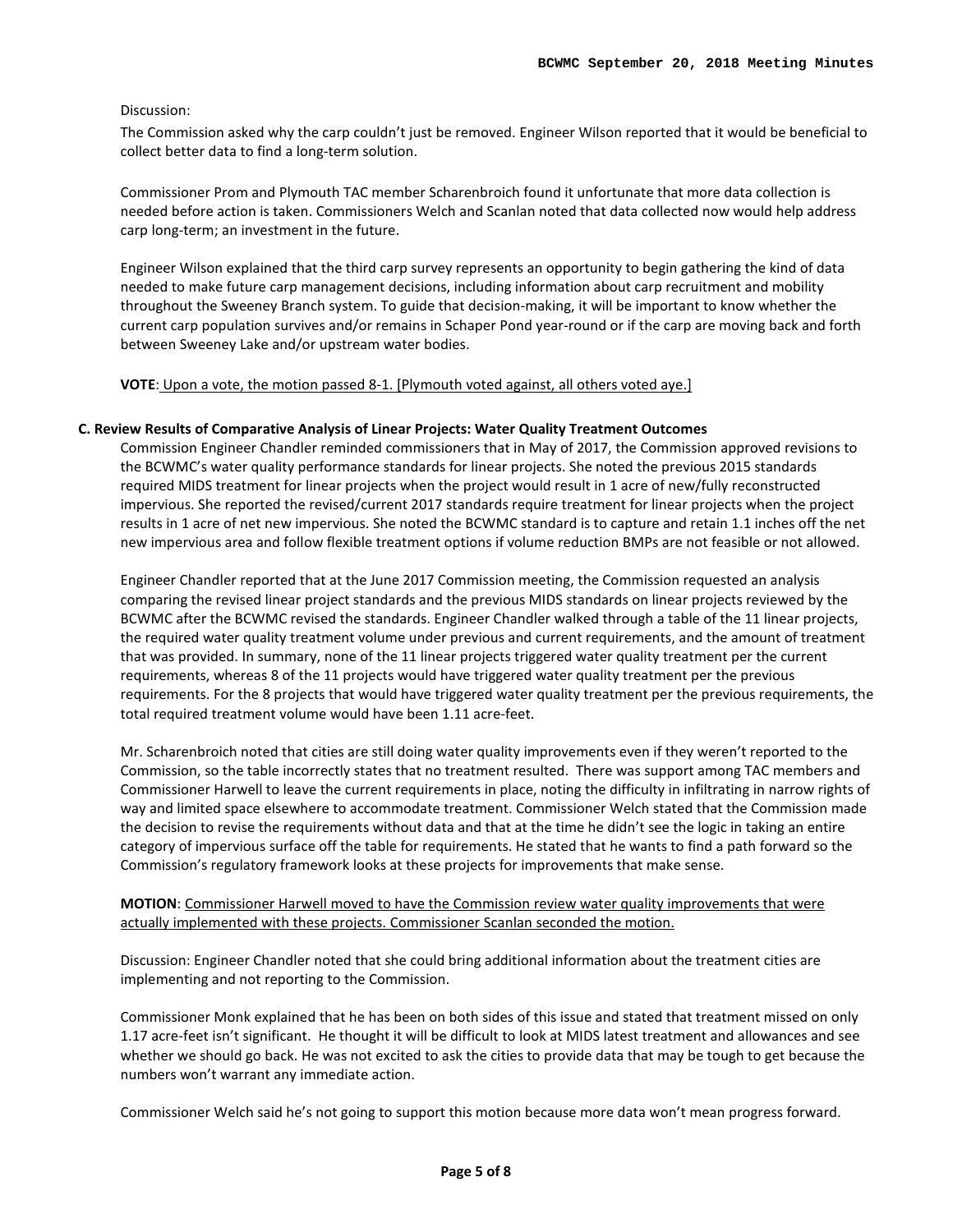Discussion:

The Commission asked why the carp couldn't just be removed. Engineer Wilson reported that it would be beneficial to collect better data to find a long-term solution.

Commissioner Prom and Plymouth TAC member Scharenbroich found it unfortunate that more data collection is needed before action is taken. Commissioners Welch and Scanlan noted that data collected now would help address carp long-term; an investment in the future.

Engineer Wilson explained that the third carp survey represents an opportunity to begin gathering the kind of data needed to make future carp management decisions, including information about carp recruitment and mobility throughout the Sweeney Branch system. To guide that decision-making, it will be important to know whether the current carp population survives and/or remains in Schaper Pond year-round or if the carp are moving back and forth between Sweeney Lake and/or upstream water bodies.

**VOTE**: Upon a vote, the motion passed 8-1. [Plymouth voted against, all others voted aye.]

**C. Review Results of Comparative Analysis of Linear Projects: Water Quality Treatment Outcomes**

Commission Engineer Chandler reminded commissioners that in May of 2017, the Commission approved revisions to the BCWMC's water quality performance standards for linear projects. She noted the previous 2015 standards required MIDS treatment for linear projects when the project would result in 1 acre of new/fully reconstructed impervious. She reported the revised/current 2017 standards require treatment for linear projects when the project results in 1 acre of net new impervious. She noted the BCWMC standard is to capture and retain 1.1 inches off the net new impervious area and follow flexible treatment options if volume reduction BMPs are not feasible or not allowed.

Engineer Chandler reported that at the June 2017 Commission meeting, the Commission requested an analysis comparing the revised linear project standards and the previous MIDS standards on linear projects reviewed by the BCWMC after the BCWMC revised the standards. Engineer Chandler walked through a table of the 11 linear projects, the required water quality treatment volume under previous and current requirements, and the amount of treatment that was provided. In summary, none of the 11 linear projects triggered water quality treatment per the current requirements, whereas 8 of the 11 projects would have triggered water quality treatment per the previous requirements. For the 8 projects that would have triggered water quality treatment per the previous requirements, the total required treatment volume would have been 1.11 acre-feet.

Mr. Scharenbroich noted that cities are still doing water quality improvements even if they weren't reported to the Commission, so the table incorrectly states that no treatment resulted. There was support among TAC members and Commissioner Harwell to leave the current requirements in place, noting the difficulty in infiltrating in narrow rights of way and limited space elsewhere to accommodate treatment. Commissioner Welch stated that the Commission made the decision to revise the requirements without data and that at the time he didn't see the logic in taking an entire category of impervious surface off the table for requirements. He stated that he wants to find a path forward so the Commission's regulatory framework looks at these projects for improvements that make sense.

**MOTION**: Commissioner Harwell moved to have the Commission review water quality improvements that were actually implemented with these projects. Commissioner Scanlan seconded the motion.

Discussion: Engineer Chandler noted that she could bring additional information about the treatment cities are implementing and not reporting to the Commission.

Commissioner Monk explained that he has been on both sides of this issue and stated that treatment missed on only 1.17 acre-feet isn't significant. He thought it will be difficult to look at MIDS latest treatment and allowances and see whether we should go back. He was not excited to ask the cities to provide data that may be tough to get because the numbers won't warrant any immediate action.

Commissioner Welch said he's not going to support this motion because more data won't mean progress forward.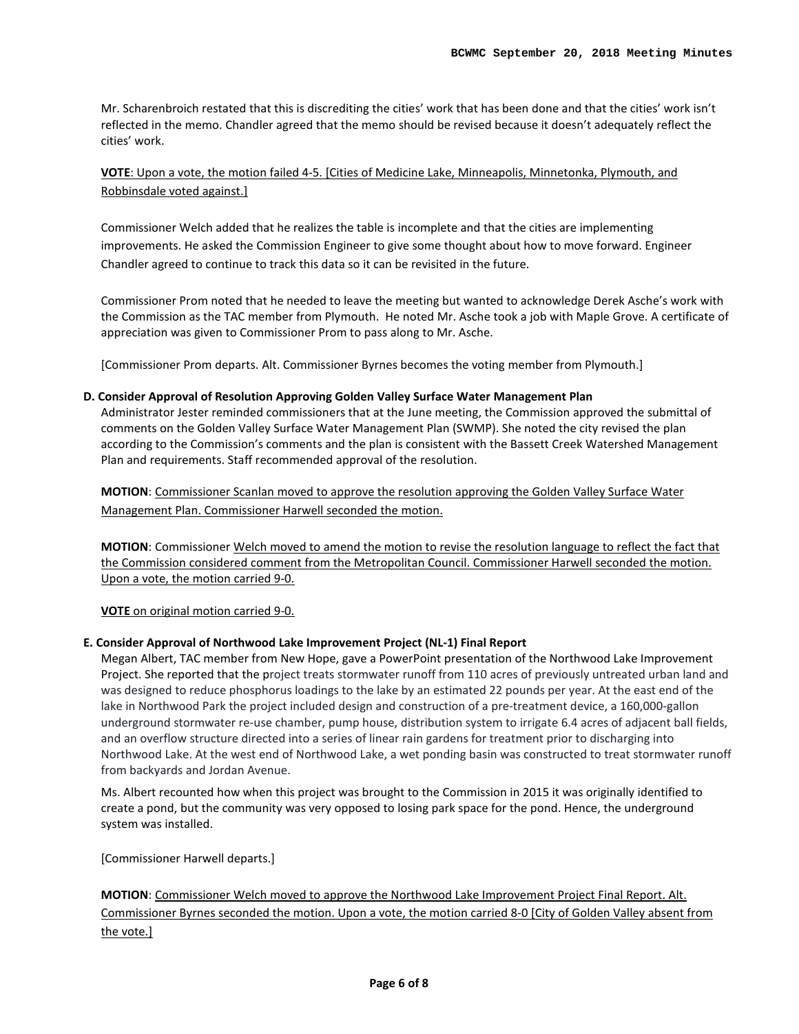Mr. Scharenbroich restated that this is discrediting the cities' work that has been done and that the cities' work isn't reflected in the memo. Chandler agreed that the memo should be revised because it doesn't adequately reflect the cities' work.

**VOTE**: Upon a vote, the motion failed 4-5. [Cities of Medicine Lake, Minneapolis, Minnetonka, Plymouth, and Robbinsdale voted against.]

Commissioner Welch added that he realizes the table is incomplete and that the cities are implementing improvements. He asked the Commission Engineer to give some thought about how to move forward. Engineer Chandler agreed to continue to track this data so it can be revisited in the future.

Commissioner Prom noted that he needed to leave the meeting but wanted to acknowledge Derek Asche's work with the Commission as the TAC member from Plymouth. He noted Mr. Asche took a job with Maple Grove. A certificate of appreciation was given to Commissioner Prom to pass along to Mr. Asche.

[Commissioner Prom departs. Alt. Commissioner Byrnes becomes the voting member from Plymouth.]

**D. Consider Approval of Resolution Approving Golden Valley Surface Water Management Plan**

Administrator Jester reminded commissioners that at the June meeting, the Commission approved the submittal of comments on the Golden Valley Surface Water Management Plan (SWMP). She noted the city revised the plan according to the Commission's comments and the plan is consistent with the Bassett Creek Watershed Management Plan and requirements. Staff recommended approval of the resolution.

**MOTION**: Commissioner Scanlan moved to approve the resolution approving the Golden Valley Surface Water Management Plan. Commissioner Harwell seconded the motion.

**MOTION**: Commissioner Welch moved to amend the motion to revise the resolution language to reflect the fact that the Commission considered comment from the Metropolitan Council. Commissioner Harwell seconded the motion. Upon a vote, the motion carried 9-0.

**VOTE** on original motion carried 9-0.

**E. Consider Approval of Northwood Lake Improvement Project (NL-1) Final Report**

Megan Albert, TAC member from New Hope, gave a PowerPoint presentation of the Northwood Lake Improvement Project. She reported that the project treats stormwater runoff from 110 acres of previously untreated urban land and was designed to reduce phosphorus loadings to the lake by an estimated 22 pounds per year. At the east end of the lake in Northwood Park the project included design and construction of a pre-treatment device, a 160,000-gallon underground stormwater re-use chamber, pump house, distribution system to irrigate 6.4 acres of adjacent ball fields, and an overflow structure directed into a series of linear rain gardens for treatment prior to discharging into Northwood Lake. At the west end of Northwood Lake, a wet ponding basin was constructed to treat stormwater runoff from backyards and Jordan Avenue.

Ms. Albert recounted how when this project was brought to the Commission in 2015 it was originally identified to create a pond, but the community was very opposed to losing park space for the pond. Hence, the underground system was installed.

[Commissioner Harwell departs.]

**MOTION**: Commissioner Welch moved to approve the Northwood Lake Improvement Project Final Report. Alt. Commissioner Byrnes seconded the motion. Upon a vote, the motion carried 8-0 [City of Golden Valley absent from the vote.]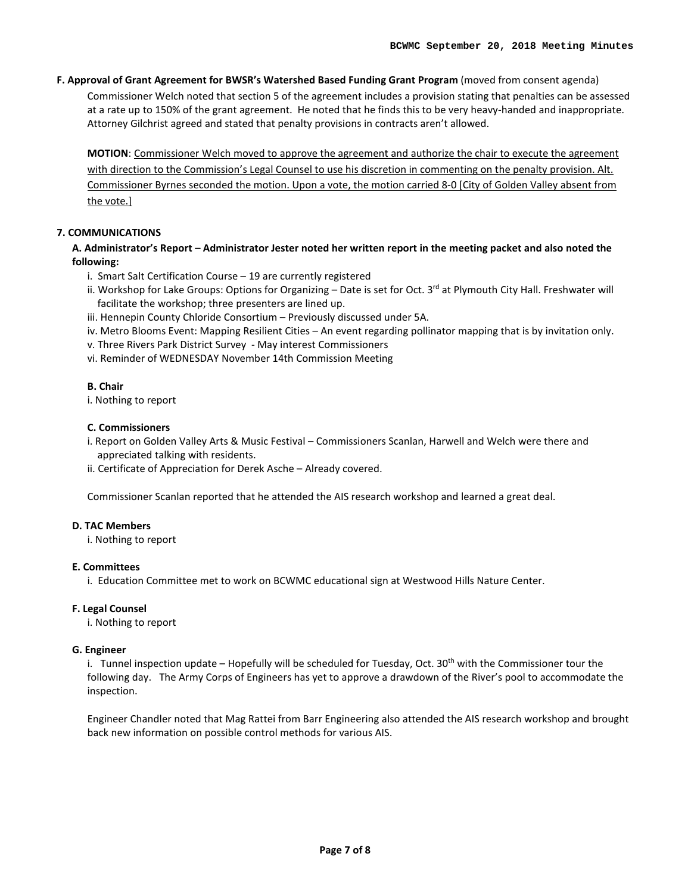**F. Approval of Grant Agreement for BWSR's Watershed Based Funding Grant Program** (moved from consent agenda)

Commissioner Welch noted that section 5 of the agreement includes a provision stating that penalties can be assessed at a rate up to 150% of the grant agreement. He noted that he finds this to be very heavy-handed and inappropriate. Attorney Gilchrist agreed and stated that penalty provisions in contracts aren't allowed.

**MOTION**: Commissioner Welch moved to approve the agreement and authorize the chair to execute the agreement with direction to the Commission's Legal Counsel to use his discretion in commenting on the penalty provision. Alt. Commissioner Byrnes seconded the motion. Upon a vote, the motion carried 8-0 [City of Golden Valley absent from the vote.]

## 7. COMMUNICATIONS

**A. Administrator's Report – Administrator Jester noted her written report in the meeting packet and also noted the following:**

i. Smart Salt Certification Course – 19 are currently registered
ii. Workshop for Lake Groups: Options for Organizing – Date is set for Oct. 3rd at Plymouth City Hall. Freshwater will facilitate the workshop; three presenters are lined up.
iii. Hennepin County Chloride Consortium – Previously discussed under 5A.
iv. Metro Blooms Event: Mapping Resilient Cities – An event regarding pollinator mapping that is by invitation only.
v. Three Rivers Park District Survey - May interest Commissioners
vi. Reminder of WEDNESDAY November 14th Commission Meeting

**B. Chair**

i. Nothing to report

**C. Commissioners**

i. Report on Golden Valley Arts & Music Festival – Commissioners Scanlan, Harwell and Welch were there and appreciated talking with residents.
ii. Certificate of Appreciation for Derek Asche – Already covered.

Commissioner Scanlan reported that he attended the AIS research workshop and learned a great deal.

**D. TAC Members**

i. Nothing to report

**E. Committees**

i. Education Committee met to work on BCWMC educational sign at Westwood Hills Nature Center.

**F. Legal Counsel**

i. Nothing to report

**G. Engineer**

i. Tunnel inspection update – Hopefully will be scheduled for Tuesday, Oct. 30th with the Commissioner tour the following day. The Army Corps of Engineers has yet to approve a drawdown of the River's pool to accommodate the inspection.

Engineer Chandler noted that Mag Rattei from Barr Engineering also attended the AIS research workshop and brought back new information on possible control methods for various AIS.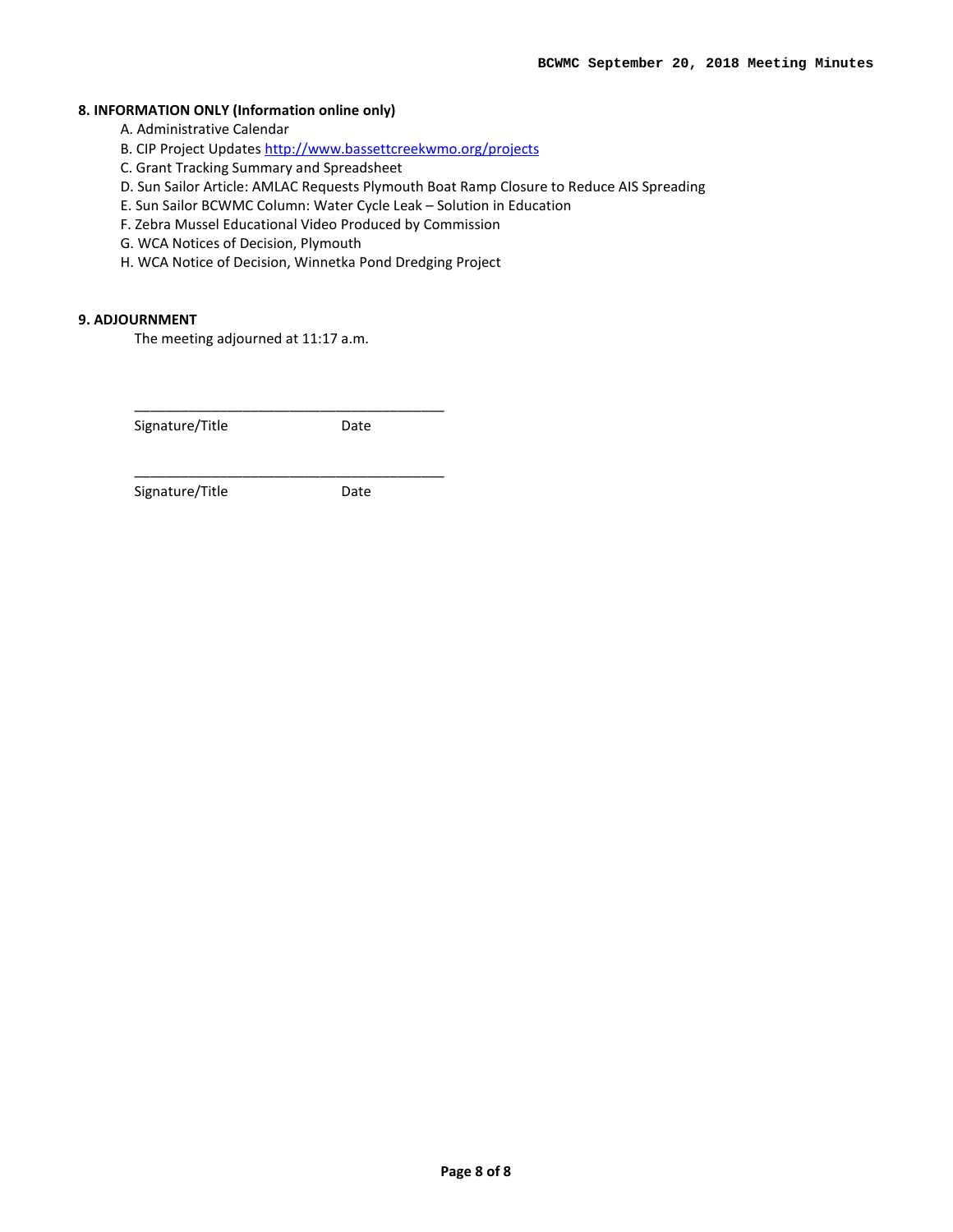**8. INFORMATION ONLY (Information online only)**

A. Administrative Calendar
B. CIP Project Updates http://www.bassettcreekwmo.org/projects
C. Grant Tracking Summary and Spreadsheet
D. Sun Sailor Article: AMLAC Requests Plymouth Boat Ramp Closure to Reduce AIS Spreading
E. Sun Sailor BCWMC Column: Water Cycle Leak – Solution in Education
F. Zebra Mussel Educational Video Produced by Commission
G. WCA Notices of Decision, Plymouth
H. WCA Notice of Decision, Winnetka Pond Dredging Project

**9. ADJOURNMENT**

The meeting adjourned at 11:17 a.m.

\_\_\_\_\_\_\_\_\_\_\_\_\_\_\_\_\_\_\_\_\_\_\_\_\_\_\_\_\_\_\_\_\_\_\_\_\_\_\_\_

Signature/Title Date

\_\_\_\_\_\_\_\_\_\_\_\_\_\_\_\_\_\_\_\_\_\_\_\_\_\_\_\_\_\_\_\_\_\_\_\_\_\_\_\_

Signature/Title Date